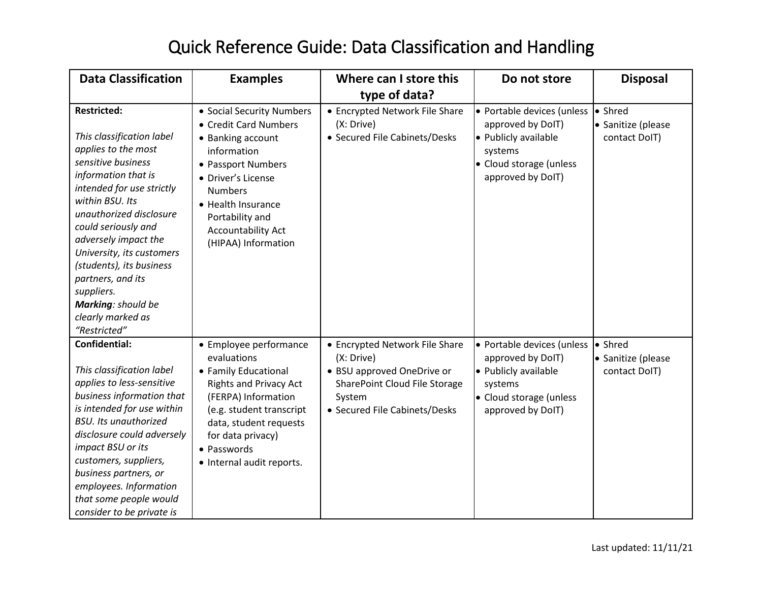# Quick Reference Guide: Data Classification and Handling

| Data Classification | Examples | Where can I store this type of data? | Do not store | Disposal |
|---|---|---|---|---|
| **Restricted:**<br><br>*This classification label applies to the most sensitive business information that is intended for use strictly within BSU. Its unauthorized disclosure could seriously and adversely impact the University, its customers (students), its business partners, and its suppliers.*<br>***Marking**: should be clearly marked as "Restricted"* | • Social Security Numbers<br>• Credit Card Numbers<br>• Banking account information<br>• Passport Numbers<br>• Driver's License Numbers<br>• Health Insurance Portability and Accountability Act (HIPAA) Information | • Encrypted Network File Share (X: Drive)<br>• Secured File Cabinets/Desks | • Portable devices (unless approved by DoIT)<br>• Publicly available systems<br>• Cloud storage (unless approved by DoIT) | • Shred<br>• Sanitize (please contact DoIT) |
| **Confidential:**<br><br>*This classification label applies to less-sensitive business information that is intended for use within BSU. Its unauthorized disclosure could adversely impact BSU or its customers, suppliers, business partners, or employees. Information that some people would consider to be private is* | • Employee performance evaluations<br>• Family Educational Rights and Privacy Act (FERPA) Information (e.g. student transcript data, student requests for data privacy)<br>• Passwords<br>• Internal audit reports. | • Encrypted Network File Share (X: Drive)<br>• BSU approved OneDrive or SharePoint Cloud File Storage System<br>• Secured File Cabinets/Desks | • Portable devices (unless approved by DoIT)<br>• Publicly available systems<br>• Cloud storage (unless approved by DoIT) | • Shred<br>• Sanitize (please contact DoIT) |

Last updated: 11/11/21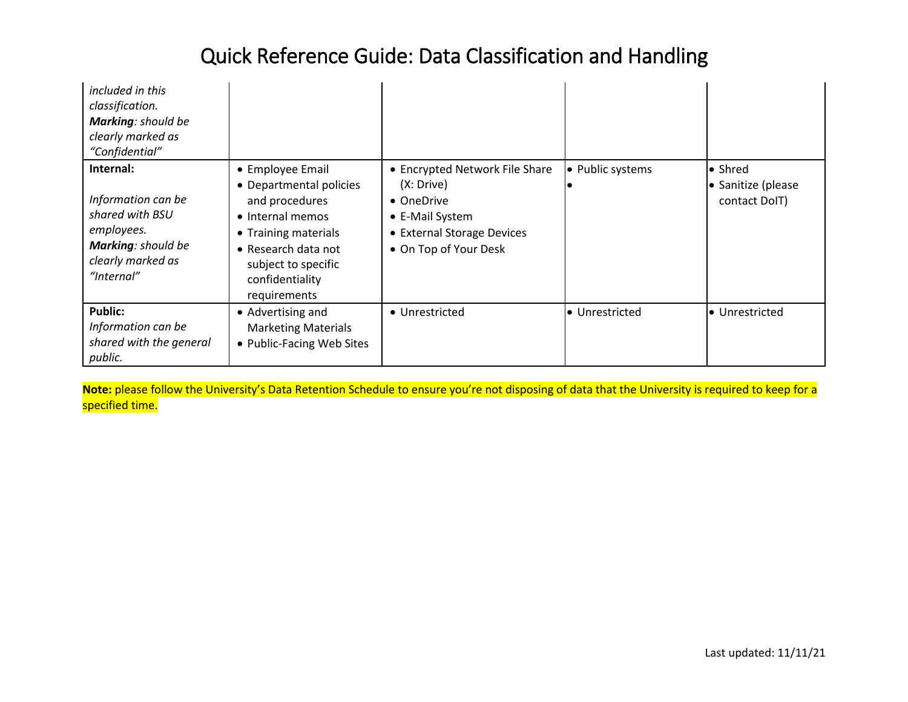# Quick Reference Guide: Data Classification and Handling

| | | | | |
|---|---|---|---|---|
| *included in this classification.* ***Marking****: should be clearly marked as "Confidential"* | | | | |
| **Internal:** *Information can be shared with BSU employees.* ***Marking****: should be clearly marked as "Internal"* | • Employee Email<br>• Departmental policies and procedures<br>• Internal memos<br>• Training materials<br>• Research data not subject to specific confidentiality requirements | • Encrypted Network File Share (X: Drive)<br>• OneDrive<br>• E-Mail System<br>• External Storage Devices<br>• On Top of Your Desk | • Public systems<br>• | • Shred<br>• Sanitize (please contact DoIT) |
| **Public:** *Information can be shared with the general public.* | • Advertising and Marketing Materials<br>• Public-Facing Web Sites | • Unrestricted | • Unrestricted | • Unrestricted |

**Note:** please follow the University's Data Retention Schedule to ensure you're not disposing of data that the University is required to keep for a specified time.

Last updated: 11/11/21